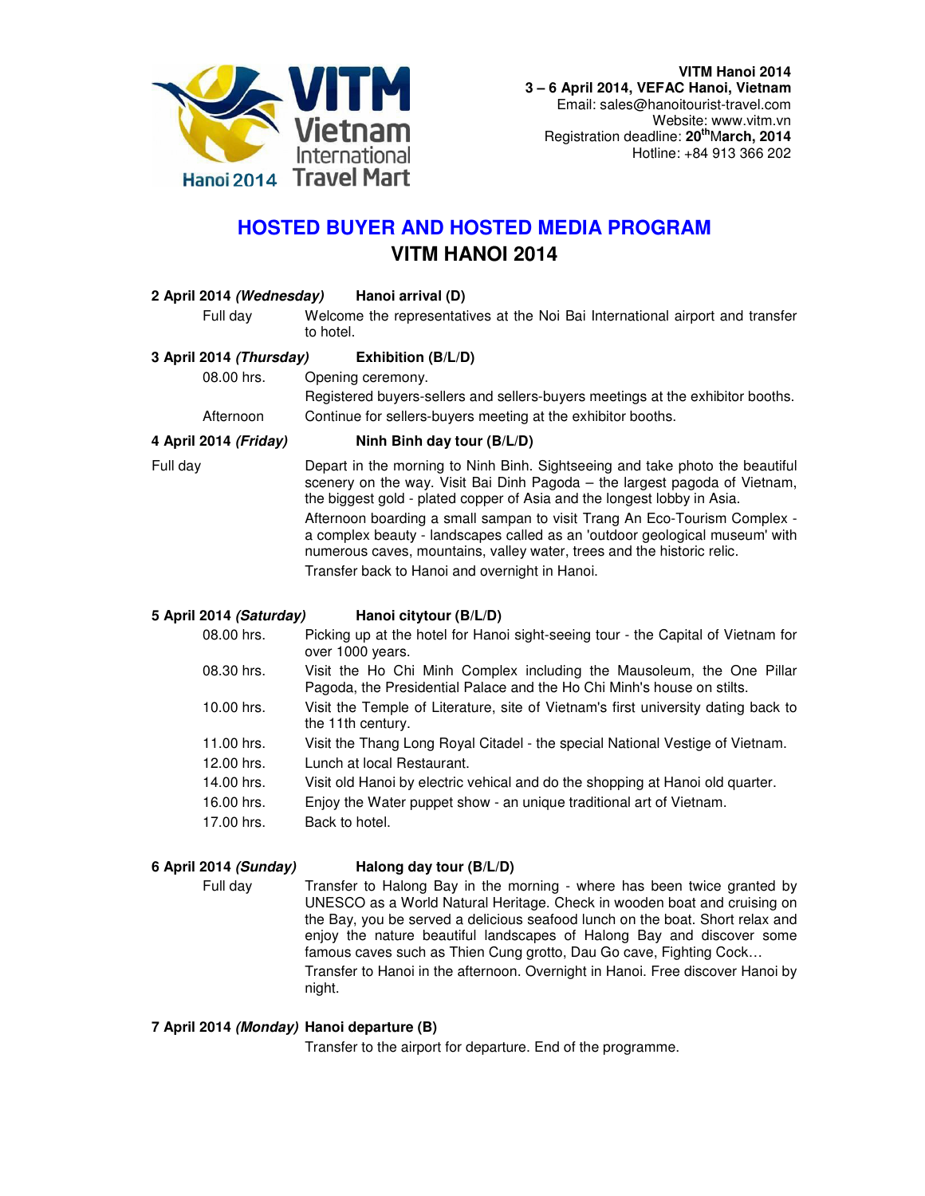VITM Vietnam International Travel Mart Hanoi 2014

**VITM Hanoi 2014**
**3 – 6 April 2014, VEFAC Hanoi, Vietnam**
Email: sales@hanoitourist-travel.com
Website: www.vitm.vn
Registration deadline: **20th March, 2014**
Hotline: +84 913 366 202

# HOSTED BUYER AND HOSTED MEDIA PROGRAM

## VITM HANOI 2014

**2 April 2014 *(Wednesday)*** **Hanoi arrival (D)**

Full day — Welcome the representatives at the Noi Bai International airport and transfer to hotel.

**3 April 2014 *(Thursday)*** **Exhibition (B/L/D)**

08.00 hrs. — Opening ceremony.
Registered buyers-sellers and sellers-buyers meetings at the exhibitor booths.

Afternoon — Continue for sellers-buyers meeting at the exhibitor booths.

**4 April 2014 *(Friday)*** **Ninh Binh day tour (B/L/D)**

Full day — Depart in the morning to Ninh Binh. Sightseeing and take photo the beautiful scenery on the way. Visit Bai Dinh Pagoda – the largest pagoda of Vietnam, the biggest gold - plated copper of Asia and the longest lobby in Asia.

Afternoon boarding a small sampan to visit Trang An Eco-Tourism Complex - a complex beauty - landscapes called as an 'outdoor geological museum' with numerous caves, mountains, valley water, trees and the historic relic.

Transfer back to Hanoi and overnight in Hanoi.

**5 April 2014 *(Saturday)*** **Hanoi citytour (B/L/D)**

08.00 hrs. — Picking up at the hotel for Hanoi sight-seeing tour - the Capital of Vietnam for over 1000 years.

08.30 hrs. — Visit the Ho Chi Minh Complex including the Mausoleum, the One Pillar Pagoda, the Presidential Palace and the Ho Chi Minh's house on stilts.

10.00 hrs. — Visit the Temple of Literature, site of Vietnam's first university dating back to the 11th century.

11.00 hrs. — Visit the Thang Long Royal Citadel - the special National Vestige of Vietnam.

12.00 hrs. — Lunch at local Restaurant.

14.00 hrs. — Visit old Hanoi by electric vehical and do the shopping at Hanoi old quarter.

16.00 hrs. — Enjoy the Water puppet show - an unique traditional art of Vietnam.

17.00 hrs. — Back to hotel.

**6 April 2014 *(Sunday)*** **Halong day tour (B/L/D)**

Full day — Transfer to Halong Bay in the morning - where has been twice granted by UNESCO as a World Natural Heritage. Check in wooden boat and cruising on the Bay, you be served a delicious seafood lunch on the boat. Short relax and enjoy the nature beautiful landscapes of Halong Bay and discover some famous caves such as Thien Cung grotto, Dau Go cave, Fighting Cock…

Transfer to Hanoi in the afternoon. Overnight in Hanoi. Free discover Hanoi by night.

**7 April 2014 *(Monday)*** **Hanoi departure (B)**

Transfer to the airport for departure. End of the programme.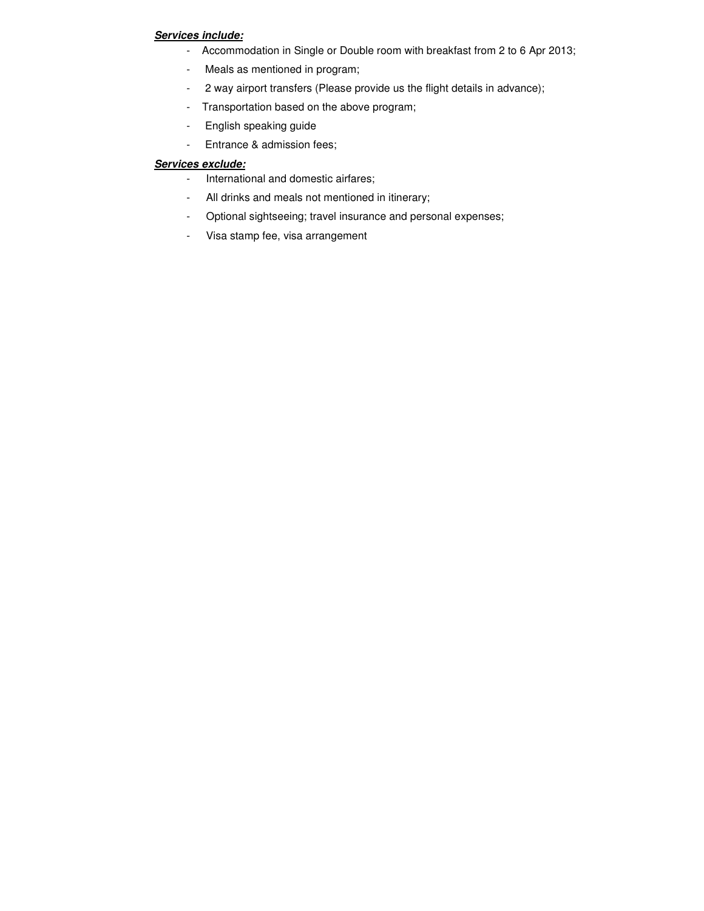***Services include:***

- Accommodation in Single or Double room with breakfast from 2 to 6 Apr 2013;
- Meals as mentioned in program;
- 2 way airport transfers (Please provide us the flight details in advance);
- Transportation based on the above program;
- English speaking guide
- Entrance & admission fees;

***Services exclude:***

- International and domestic airfares;
- All drinks and meals not mentioned in itinerary;
- Optional sightseeing; travel insurance and personal expenses;
- Visa stamp fee, visa arrangement